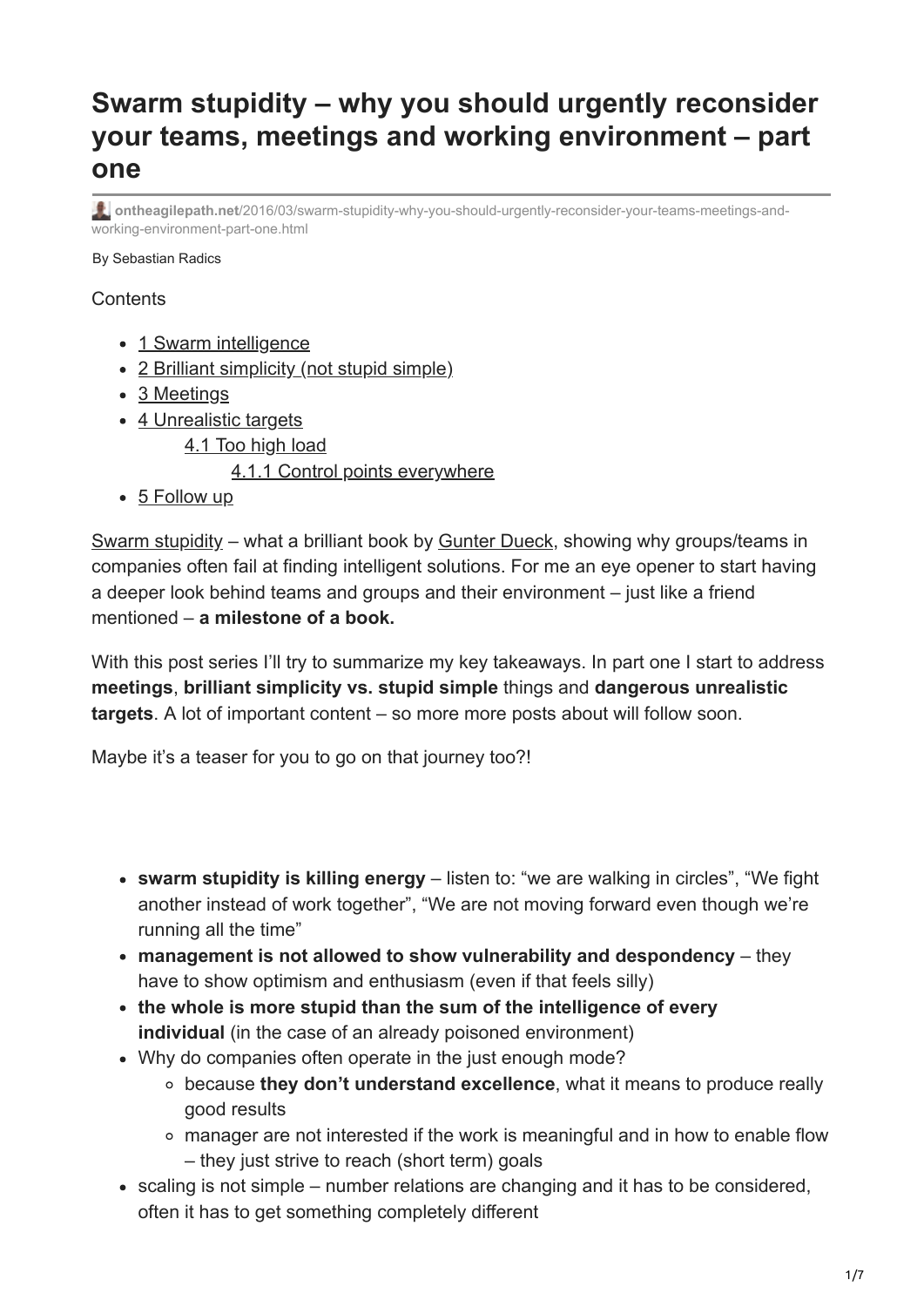# Swarm stupidity – why you should urgently reconsider your teams, meetings and working environment – part one

**ontheagilepath.net**/2016/03/swarm-stupidity-why-you-should-urgently-reconsider-your-teams-meetings-and-working-environment-part-one.html

By Sebastian Radics

Contents

- 1 Swarm intelligence
- 2 Brilliant simplicity (not stupid simple)
- 3 Meetings
- 4 Unrealistic targets
  - 4.1 Too high load
    - 4.1.1 Control points everywhere
- 5 Follow up

Swarm stupidity – what a brilliant book by Gunter Dueck, showing why groups/teams in companies often fail at finding intelligent solutions. For me an eye opener to start having a deeper look behind teams and groups and their environment – just like a friend mentioned – **a milestone of a book.**

With this post series I'll try to summarize my key takeaways. In part one I start to address **meetings**, **brilliant simplicity vs. stupid simple** things and **dangerous unrealistic targets**. A lot of important content – so more more posts about will follow soon.

Maybe it's a teaser for you to go on that journey too?!

- **swarm stupidity is killing energy** – listen to: "we are walking in circles", "We fight another instead of work together", "We are not moving forward even though we're running all the time"
- **management is not allowed to show vulnerability and despondency** – they have to show optimism and enthusiasm (even if that feels silly)
- **the whole is more stupid than the sum of the intelligence of every individual** (in the case of an already poisoned environment)
- Why do companies often operate in the just enough mode?
  - because **they don't understand excellence**, what it means to produce really good results
  - manager are not interested if the work is meaningful and in how to enable flow – they just strive to reach (short term) goals
- scaling is not simple – number relations are changing and it has to be considered, often it has to get something completely different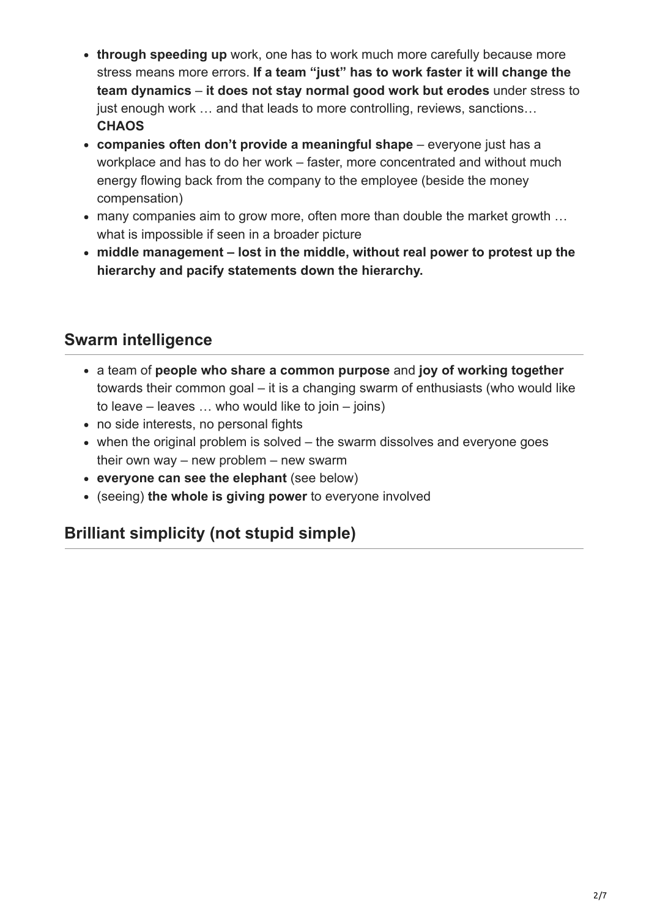- **through speeding up** work, one has to work much more carefully because more stress means more errors. **If a team "just" has to work faster it will change the team dynamics** – **it does not stay normal good work but erodes** under stress to just enough work … and that leads to more controlling, reviews, sanctions… **CHAOS**
- **companies often don't provide a meaningful shape** – everyone just has a workplace and has to do her work – faster, more concentrated and without much energy flowing back from the company to the employee (beside the money compensation)
- many companies aim to grow more, often more than double the market growth … what is impossible if seen in a broader picture
- **middle management – lost in the middle, without real power to protest up the hierarchy and pacify statements down the hierarchy.**

## Swarm intelligence

- a team of **people who share a common purpose** and **joy of working together** towards their common goal – it is a changing swarm of enthusiasts (who would like to leave – leaves … who would like to join – joins)
- no side interests, no personal fights
- when the original problem is solved – the swarm dissolves and everyone goes their own way – new problem – new swarm
- **everyone can see the elephant** (see below)
- (seeing) **the whole is giving power** to everyone involved

## Brilliant simplicity (not stupid simple)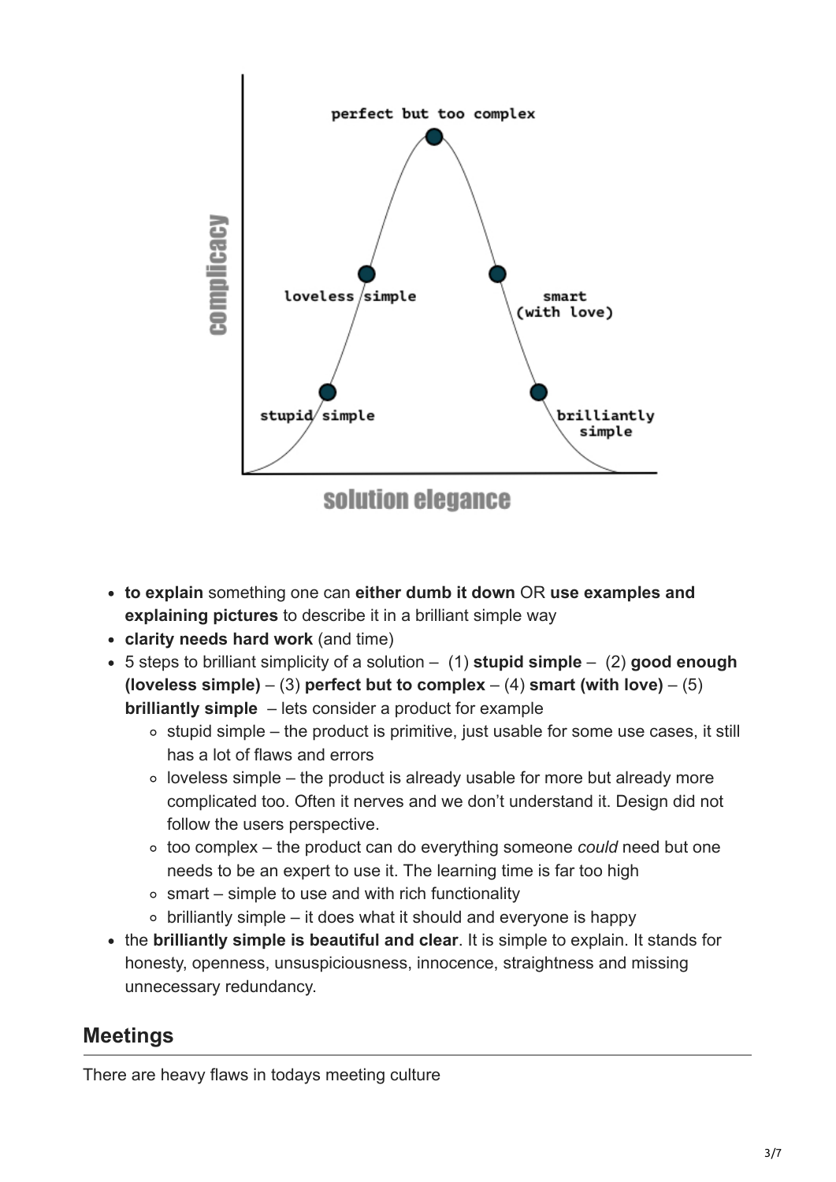- **to explain** something one can **either dumb it down** OR **use examples and explaining pictures** to describe it in a brilliant simple way
- **clarity needs hard work** (and time)
- 5 steps to brilliant simplicity of a solution – (1) **stupid simple** – (2) **good enough (loveless simple)** – (3) **perfect but to complex** – (4) **smart (with love)** – (5) **brilliantly simple** – lets consider a product for example
  - stupid simple – the product is primitive, just usable for some use cases, it still has a lot of flaws and errors
  - loveless simple – the product is already usable for more but already more complicated too. Often it nerves and we don't understand it. Design did not follow the users perspective.
  - too complex – the product can do everything someone *could* need but one needs to be an expert to use it. The learning time is far too high
  - smart – simple to use and with rich functionality
  - brilliantly simple – it does what it should and everyone is happy
- the **brilliantly simple is beautiful and clear**. It is simple to explain. It stands for honesty, openness, unsuspiciousness, innocence, straightness and missing unnecessary redundancy.

## Meetings

There are heavy flaws in todays meeting culture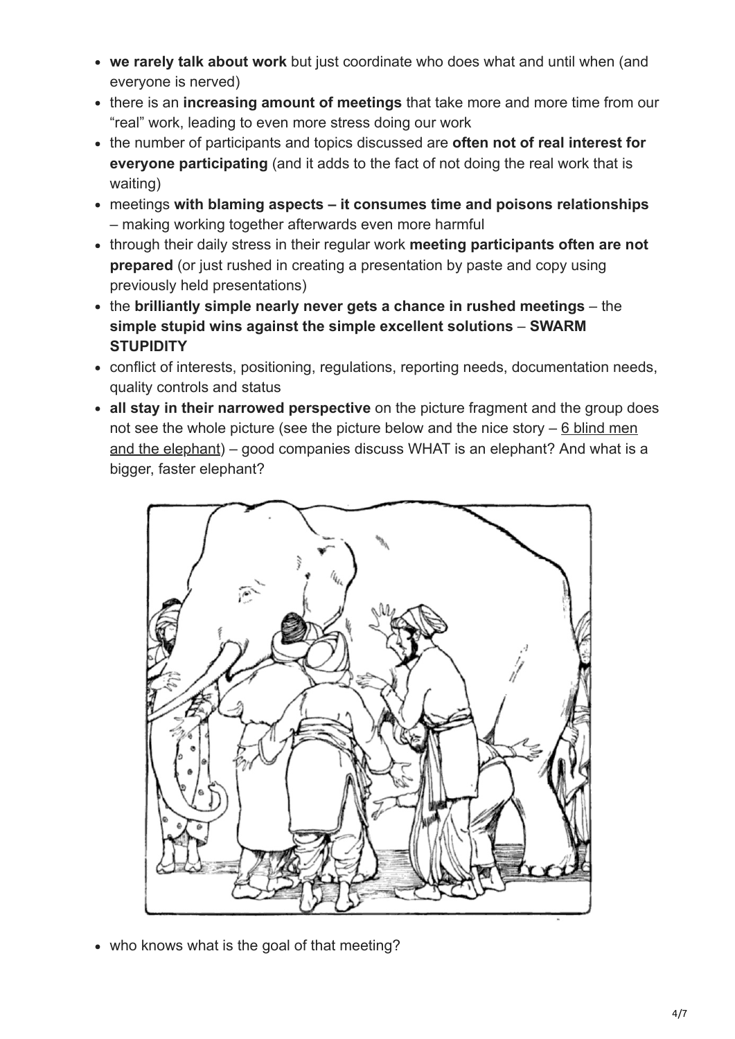- **we rarely talk about work** but just coordinate who does what and until when (and everyone is nerved)
- there is an **increasing amount of meetings** that take more and more time from our "real" work, leading to even more stress doing our work
- the number of participants and topics discussed are **often not of real interest for everyone participating** (and it adds to the fact of not doing the real work that is waiting)
- meetings **with blaming aspects – it consumes time and poisons relationships** – making working together afterwards even more harmful
- through their daily stress in their regular work **meeting participants often are not prepared** (or just rushed in creating a presentation by paste and copy using previously held presentations)
- the **brilliantly simple nearly never gets a chance in rushed meetings** – the **simple stupid wins against the simple excellent solutions** – **SWARM STUPIDITY**
- conflict of interests, positioning, regulations, reporting needs, documentation needs, quality controls and status
- **all stay in their narrowed perspective** on the picture fragment and the group does not see the whole picture (see the picture below and the nice story – 6 blind men and the elephant) – good companies discuss WHAT is an elephant? And what is a bigger, faster elephant?

- who knows what is the goal of that meeting?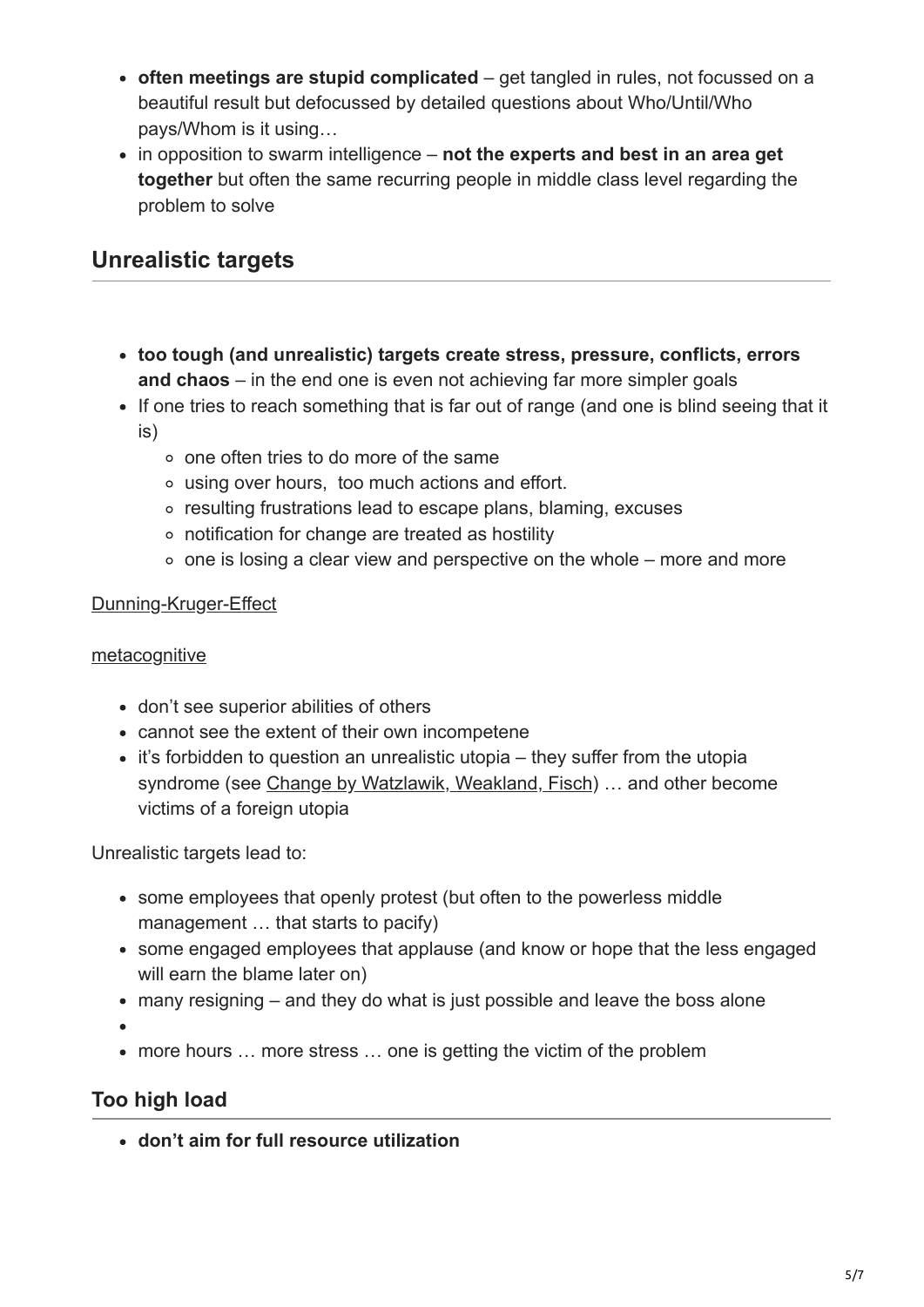- **often meetings are stupid complicated** – get tangled in rules, not focussed on a beautiful result but defocussed by detailed questions about Who/Until/Who pays/Whom is it using…
- in opposition to swarm intelligence – **not the experts and best in an area get together** but often the same recurring people in middle class level regarding the problem to solve

## Unrealistic targets

- **too tough (and unrealistic) targets create stress, pressure, conflicts, errors and chaos** – in the end one is even not achieving far more simpler goals
- If one tries to reach something that is far out of range (and one is blind seeing that it is)
  - one often tries to do more of the same
  - using over hours, too much actions and effort.
  - resulting frustrations lead to escape plans, blaming, excuses
  - notification for change are treated as hostility
  - one is losing a clear view and perspective on the whole – more and more

Dunning-Kruger-Effect

metacognitive

- don't see superior abilities of others
- cannot see the extent of their own incompetene
- it's forbidden to question an unrealistic utopia – they suffer from the utopia syndrome (see Change by Watzlawik, Weakland, Fisch) … and other become victims of a foreign utopia

Unrealistic targets lead to:

- some employees that openly protest (but often to the powerless middle management … that starts to pacify)
- some engaged employees that applause (and know or hope that the less engaged will earn the blame later on)
- many resigning – and they do what is just possible and leave the boss alone
- 
- more hours … more stress … one is getting the victim of the problem

## Too high load

- **don't aim for full resource utilization**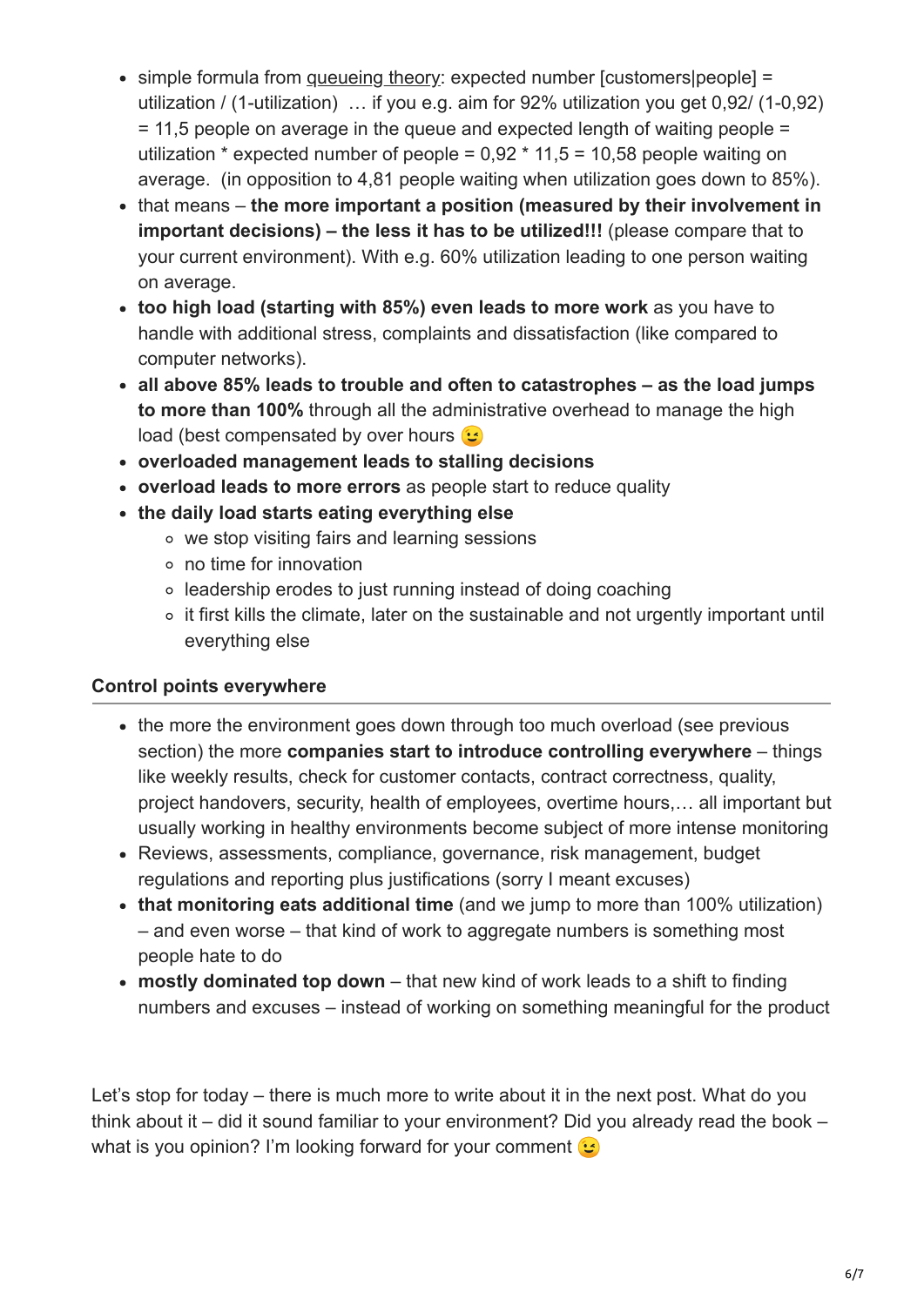- simple formula from queueing theory: expected number [customers|people] = utilization / (1-utilization) … if you e.g. aim for 92% utilization you get 0,92/ (1-0,92) = 11,5 people on average in the queue and expected length of waiting people = utilization * expected number of people = 0,92 * 11,5 = 10,58 people waiting on average. (in opposition to 4,81 people waiting when utilization goes down to 85%).
- that means – **the more important a position (measured by their involvement in important decisions) – the less it has to be utilized!!!** (please compare that to your current environment). With e.g. 60% utilization leading to one person waiting on average.
- **too high load (starting with 85%) even leads to more work** as you have to handle with additional stress, complaints and dissatisfaction (like compared to computer networks).
- **all above 85% leads to trouble and often to catastrophes – as the load jumps to more than 100%** through all the administrative overhead to manage the high load (best compensated by over hours 😉
- **overloaded management leads to stalling decisions**
- **overload leads to more errors** as people start to reduce quality
- **the daily load starts eating everything else**
  - we stop visiting fairs and learning sessions
  - no time for innovation
  - leadership erodes to just running instead of doing coaching
  - it first kills the climate, later on the sustainable and not urgently important until everything else

### Control points everywhere

- the more the environment goes down through too much overload (see previous section) the more **companies start to introduce controlling everywhere** – things like weekly results, check for customer contacts, contract correctness, quality, project handovers, security, health of employees, overtime hours,… all important but usually working in healthy environments become subject of more intense monitoring
- Reviews, assessments, compliance, governance, risk management, budget regulations and reporting plus justifications (sorry I meant excuses)
- **that monitoring eats additional time** (and we jump to more than 100% utilization) – and even worse – that kind of work to aggregate numbers is something most people hate to do
- **mostly dominated top down** – that new kind of work leads to a shift to finding numbers and excuses – instead of working on something meaningful for the product

Let's stop for today – there is much more to write about it in the next post. What do you think about it – did it sound familiar to your environment? Did you already read the book – what is you opinion? I'm looking forward for your comment 😉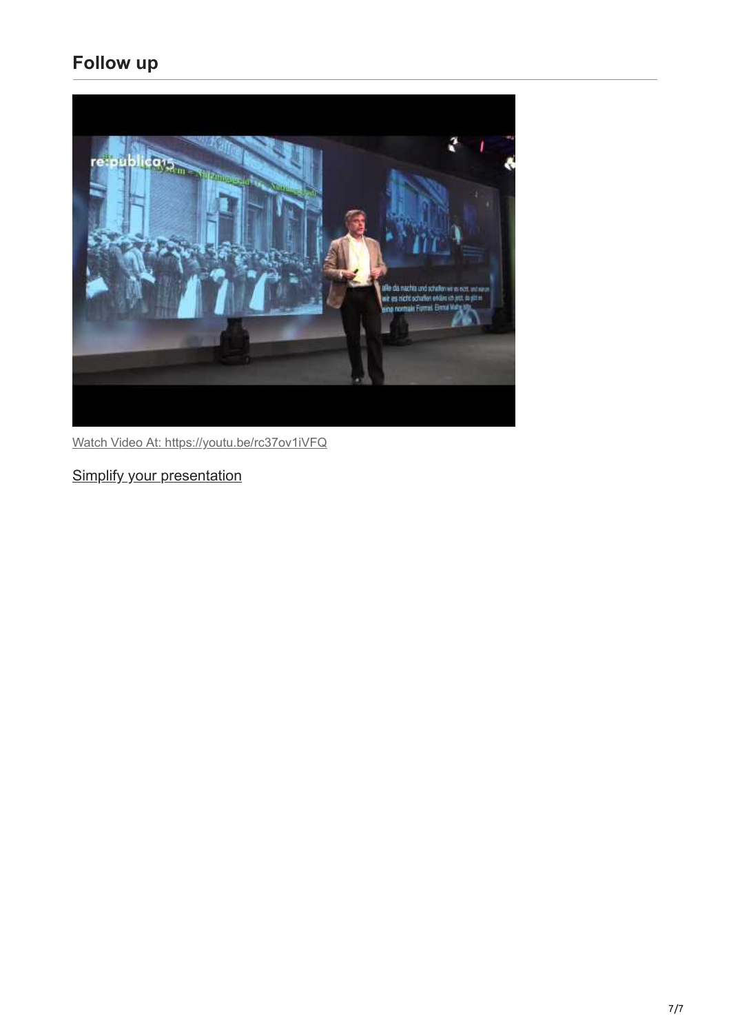## Follow up

Watch Video At: https://youtu.be/rc37ov1iVFQ

Simplify your presentation